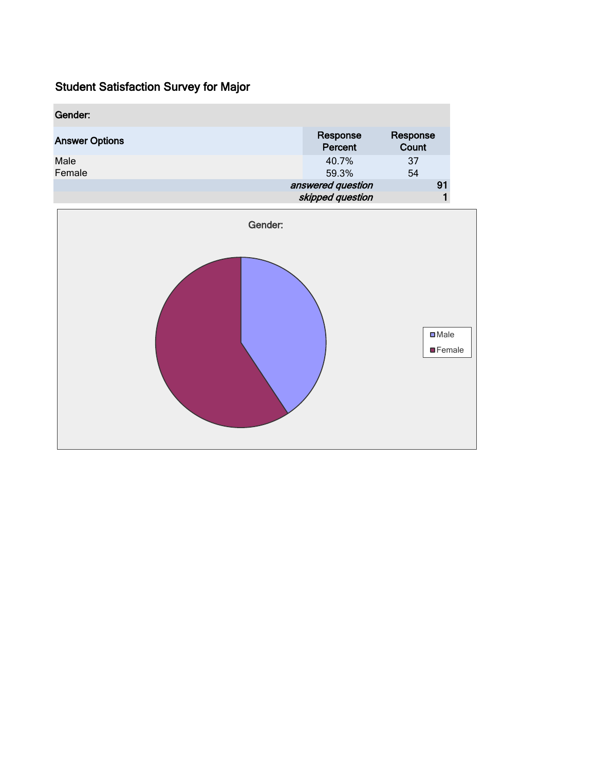# Student Satisfaction Survey for Major

| Gender: | | |
|---|---|---|
| Answer Options | Response Percent | Response Count |
| Male | 40.7% | 37 |
| Female | 59.3% | 54 |
| | *answered question* | 91 |
| | *skipped question* | 1 |

Gender:

Male
Female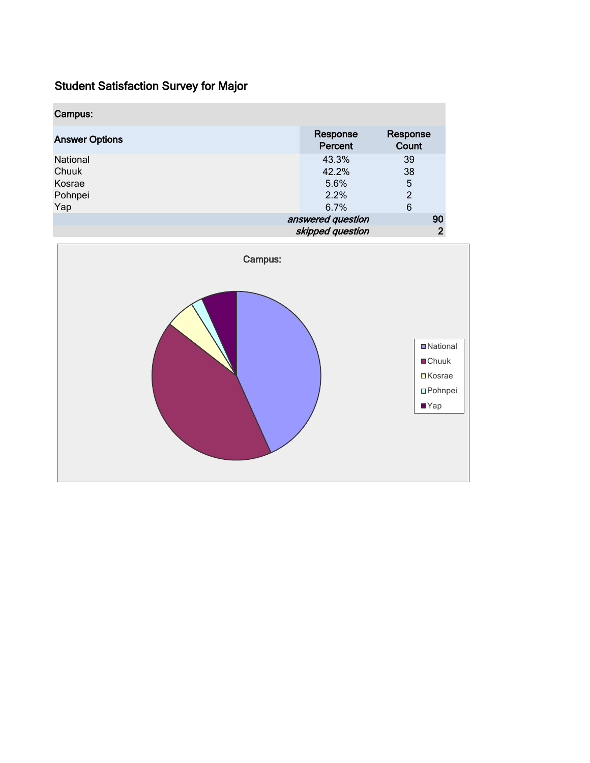## Student Satisfaction Survey for Major

| Campus: | | |
|---|---|---|
| **Answer Options** | **Response Percent** | **Response Count** |
| National | 43.3% | 39 |
| Chuuk | 42.2% | 38 |
| Kosrae | 5.6% | 5 |
| Pohnpei | 2.2% | 2 |
| Yap | 6.7% | 6 |
| | *answered question* | 90 |
| | *skipped question* | 2 |

Campus:

- National
- Chuuk
- Kosrae
- Pohnpei
- Yap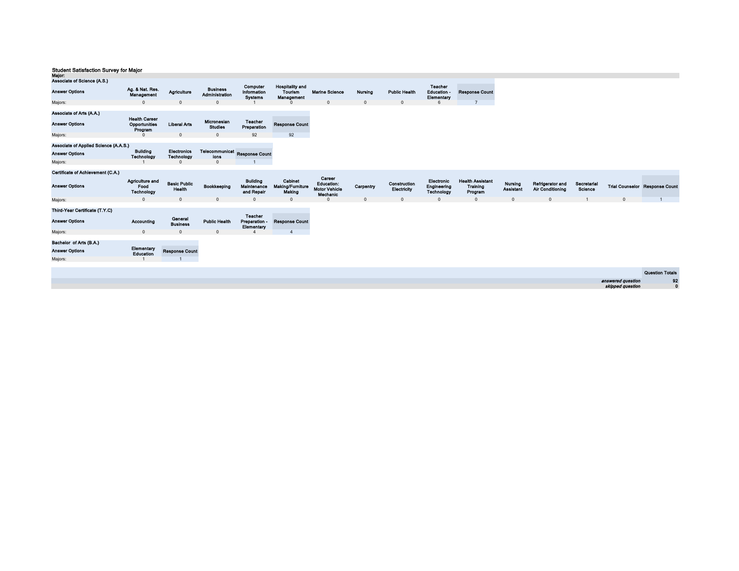**Student Satisfaction Survey for Major**

**Major:**

**Associate of Science (A.S.)**

| Answer Options | Ag. & Nat. Res. Management | Agriculture | Business Administration | Computer Information Systems | Hospitality and Tourism Management | Marine Science | Nursing | Public Health | Teacher Education - Elementary | Response Count |
|---|---|---|---|---|---|---|---|---|---|---|
| Majors: | 0 | 0 | 0 | 1 | 0 | 0 | 0 | 0 | 6 | 7 |

**Associate of Arts (A.A.)**

| Answer Options | Health Career Opportunities Program | Liberal Arts | Micronesian Studies | Teacher Preparation | Response Count |
|---|---|---|---|---|---|
| Majors: | 0 | 0 | 0 | 92 | 92 |

**Associate of Applied Science (A.A.S.)**

| Answer Options | Building Technology | Electronics Technology | Telecommunications | Response Count |
|---|---|---|---|---|
| Majors: | 1 | 0 | 0 | 1 |

**Certificate of Achievement (C.A.)**

| Answer Options | Agriculture and Food Technology | Basic Public Health | Bookkeeping | Building Maintenance and Repair | Cabinet Making/Furniture Making | Career Education: Motor Vehicle Mechanic | Carpentry | Construction Electricity | Electronic Engineering Technology | Health Assistant Training Program | Nursing Assistant | Refrigerator and Air Conditioning | Secretarial Science | Trial Counselor | Response Count |
|---|---|---|---|---|---|---|---|---|---|---|---|---|---|---|---|
| Majors: | 0 | 0 | 0 | 0 | 0 | 0 | 0 | 0 | 0 | 0 | 0 | 0 | 1 | 0 | 1 |

**Third-Year Certificate (T.Y.C)**

| Answer Options | Accounting | General Business | Public Health | Teacher Preparation - Elementary | Response Count |
|---|---|---|---|---|---|
| Majors: | 0 | 0 | 0 | 4 | 4 |

**Bachelor of Arts (B.A.)**

| Answer Options | Elementary Education | Response Count |
|---|---|---|
| Majors: | 1 | 1 |

| | Question Totals |
|---|---|
| *answered question* | 92 |
| *skipped question* | 0 |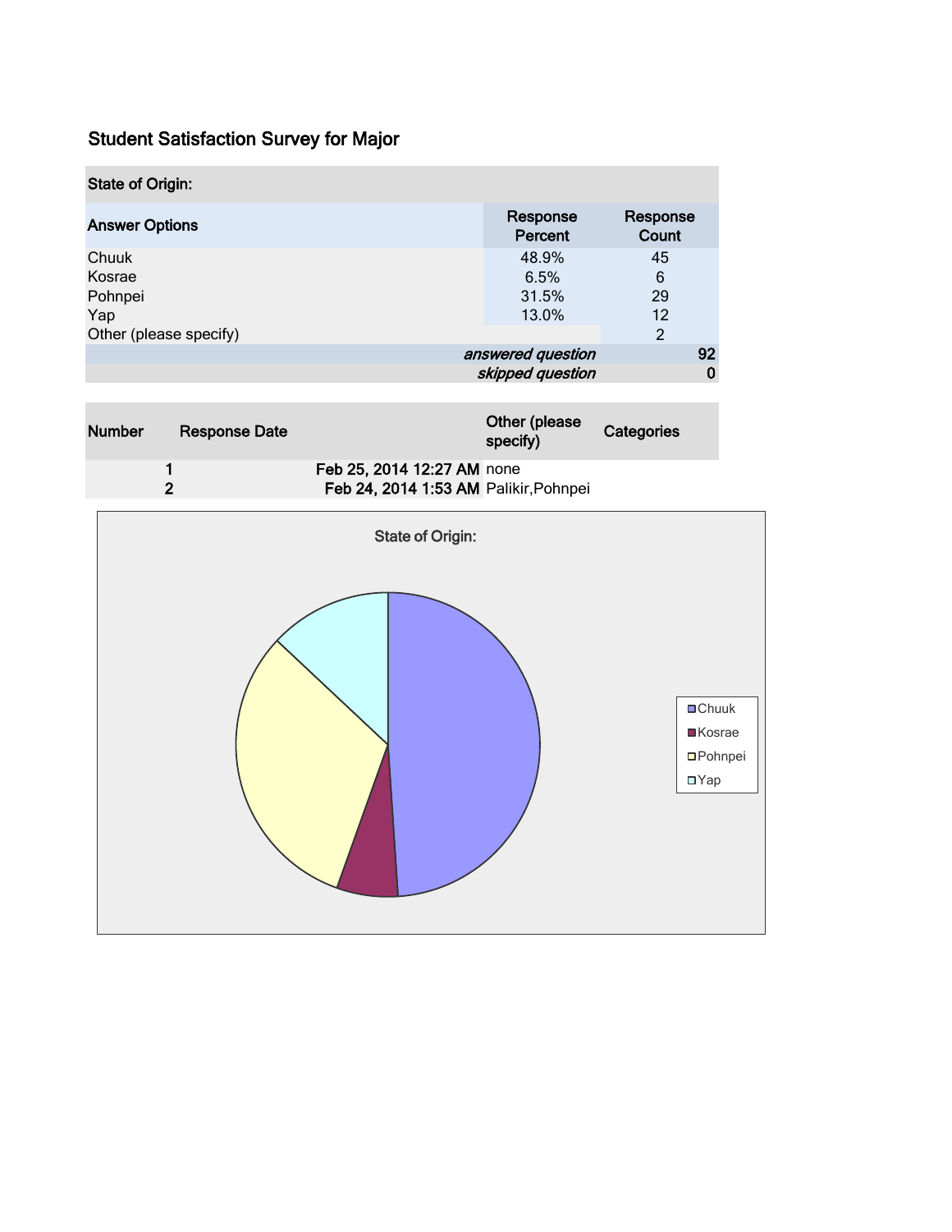## Student Satisfaction Survey for Major

| State of Origin: | | |
|---|---|---|
| **Answer Options** | **Response Percent** | **Response Count** |
| Chuuk | 48.9% | 45 |
| Kosrae | 6.5% | 6 |
| Pohnpei | 31.5% | 29 |
| Yap | 13.0% | 12 |
| Other (please specify) | | 2 |
| | *answered question* | 92 |
| | *skipped question* | 0 |

| Number | Response Date | Other (please specify) | Categories |
|---|---|---|---|
| 1 | Feb 25, 2014 12:27 AM | none | |
| 2 | Feb 24, 2014 1:53 AM | Palikir,Pohnpei | |

State of Origin:

- Chuuk
- Kosrae
- Pohnpei
- Yap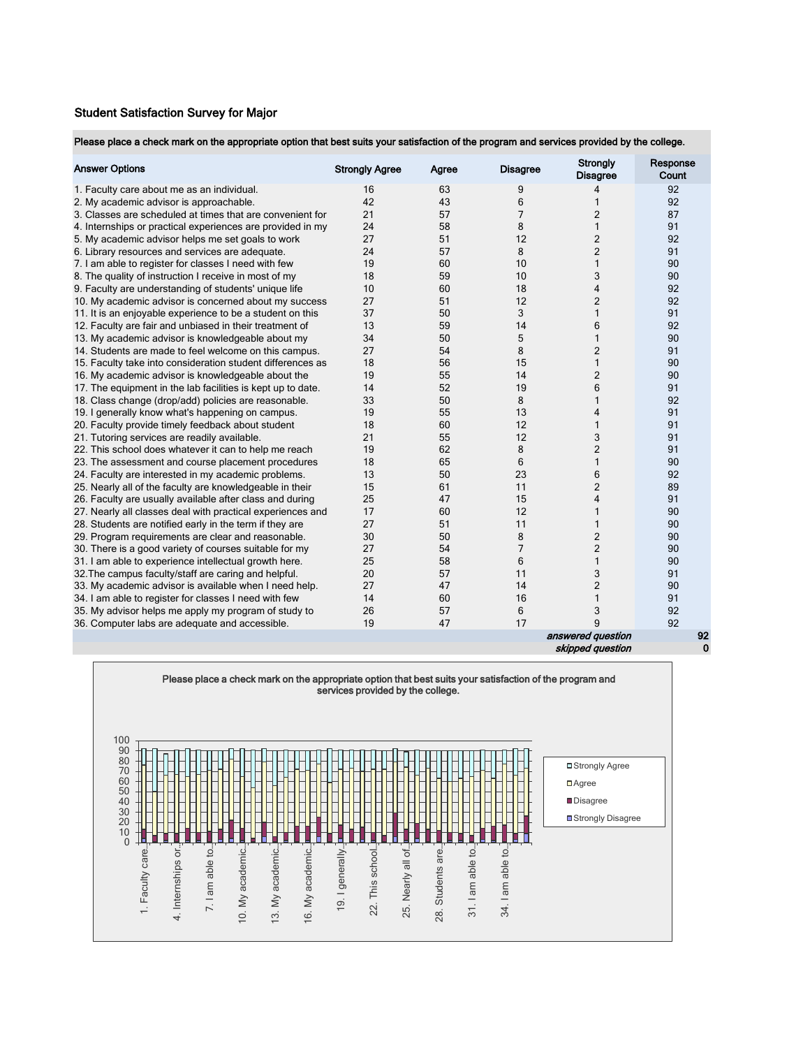## Student Satisfaction Survey for Major

**Please place a check mark on the appropriate option that best suits your satisfaction of the program and services provided by the college.**

| Answer Options | Strongly Agree | Agree | Disagree | Strongly Disagree | Response Count |
|---|---|---|---|---|---|
| 1. Faculty care about me as an individual. | 16 | 63 | 9 | 4 | 92 |
| 2. My academic advisor is approachable. | 42 | 43 | 6 | 1 | 92 |
| 3. Classes are scheduled at times that are convenient for | 21 | 57 | 7 | 2 | 87 |
| 4. Internships or practical experiences are provided in my | 24 | 58 | 8 | 1 | 91 |
| 5. My academic advisor helps me set goals to work | 27 | 51 | 12 | 2 | 92 |
| 6. Library resources and services are adequate. | 24 | 57 | 8 | 2 | 91 |
| 7. I am able to register for classes I need with few | 19 | 60 | 10 | 1 | 90 |
| 8. The quality of instruction I receive in most of my | 18 | 59 | 10 | 3 | 90 |
| 9. Faculty are understanding of students' unique life | 10 | 60 | 18 | 4 | 92 |
| 10. My academic advisor is concerned about my success | 27 | 51 | 12 | 2 | 92 |
| 11. It is an enjoyable experience to be a student on this | 37 | 50 | 3 | 1 | 91 |
| 12. Faculty are fair and unbiased in their treatment of | 13 | 59 | 14 | 6 | 92 |
| 13. My academic advisor is knowledgeable about my | 34 | 50 | 5 | 1 | 90 |
| 14. Students are made to feel welcome on this campus. | 27 | 54 | 8 | 2 | 91 |
| 15. Faculty take into consideration student differences as | 18 | 56 | 15 | 1 | 90 |
| 16. My academic advisor is knowledgeable about the | 19 | 55 | 14 | 2 | 90 |
| 17. The equipment in the lab facilities is kept up to date. | 14 | 52 | 19 | 6 | 91 |
| 18. Class change (drop/add) policies are reasonable. | 33 | 50 | 8 | 1 | 92 |
| 19. I generally know what's happening on campus. | 19 | 55 | 13 | 4 | 91 |
| 20. Faculty provide timely feedback about student | 18 | 60 | 12 | 1 | 91 |
| 21. Tutoring services are readily available. | 21 | 55 | 12 | 3 | 91 |
| 22. This school does whatever it can to help me reach | 19 | 62 | 8 | 2 | 91 |
| 23. The assessment and course placement procedures | 18 | 65 | 6 | 1 | 90 |
| 24. Faculty are interested in my academic problems. | 13 | 50 | 23 | 6 | 92 |
| 25. Nearly all of the faculty are knowledgeable in their | 15 | 61 | 11 | 2 | 89 |
| 26. Faculty are usually available after class and during | 25 | 47 | 15 | 4 | 91 |
| 27. Nearly all classes deal with practical experiences and | 17 | 60 | 12 | 1 | 90 |
| 28. Students are notified early in the term if they are | 27 | 51 | 11 | 1 | 90 |
| 29. Program requirements are clear and reasonable. | 30 | 50 | 8 | 2 | 90 |
| 30. There is a good variety of courses suitable for my | 27 | 54 | 7 | 2 | 90 |
| 31. I am able to experience intellectual growth here. | 25 | 58 | 6 | 1 | 90 |
| 32.The campus faculty/staff are caring and helpful. | 20 | 57 | 11 | 3 | 91 |
| 33. My academic advisor is available when I need help. | 27 | 47 | 14 | 2 | 90 |
| 34. I am able to register for classes I need with few | 14 | 60 | 16 | 1 | 91 |
| 35. My advisor helps me apply my program of study to | 26 | 57 | 6 | 3 | 92 |
| 36. Computer labs are adequate and accessible. | 19 | 47 | 17 | 9 | 92 |
| | | | | *answered question* | 92 |
| | | | | *skipped question* | 0 |

Please place a check mark on the appropriate option that best suits your satisfaction of the program and services provided by the college.

100
90
80
70
60
50
40
30
20
10
0

1. Faculty care...
4. Internships or...
7. I am able to...
10. My academic...
13. My academic...
16. My academic...
19. I generally...
22. This school...
25. Nearly all of...
28. Students are...
31. I am able to...
34. I am able to...

Strongly Agree
Agree
Disagree
Strongly Disagree